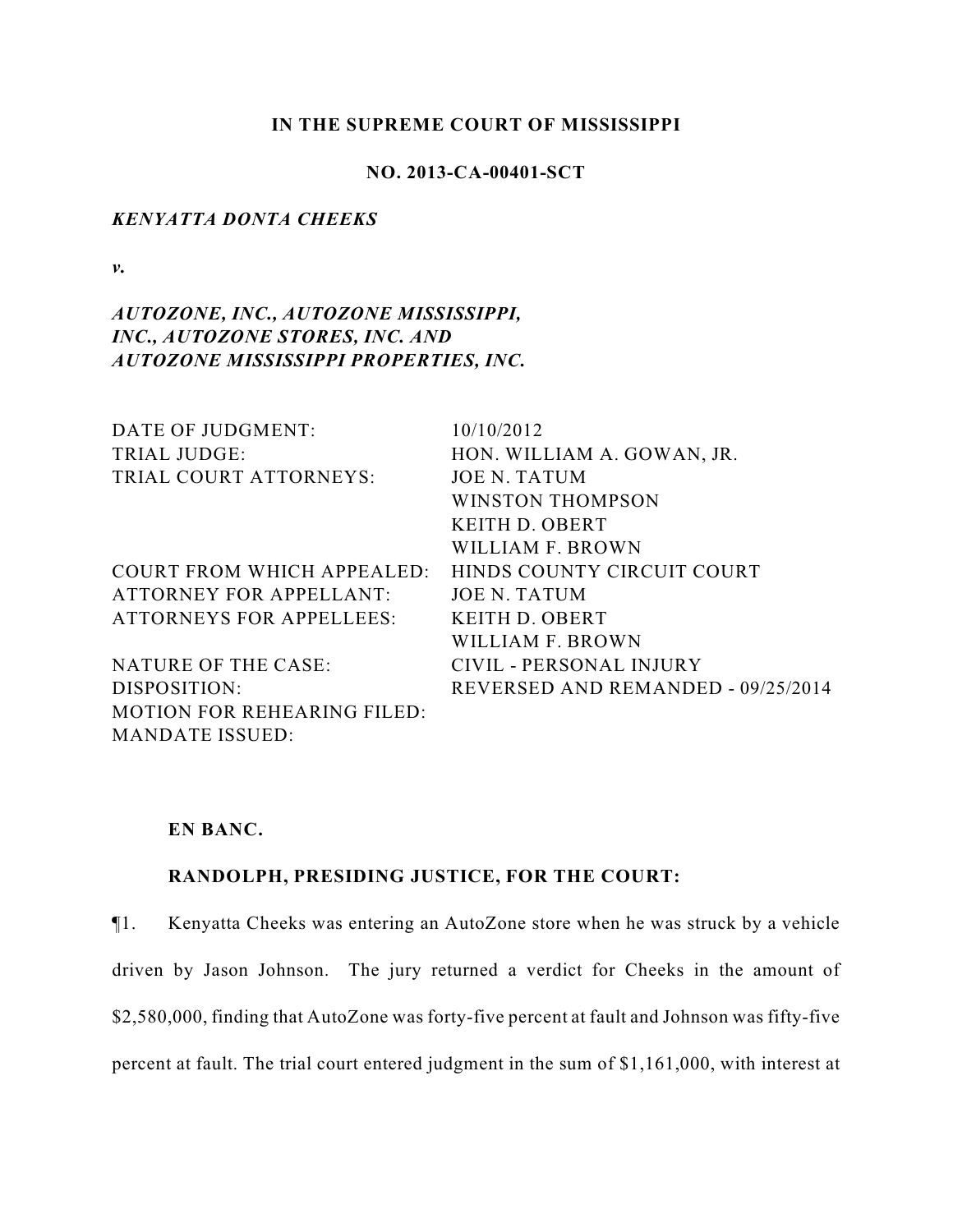**IN THE SUPREME COURT OF MISSISSIPPI**

**NO. 2013-CA-00401-SCT**

***KENYATTA DONTA CHEEKS***

***v.***

***AUTOZONE, INC., AUTOZONE MISSISSIPPI, INC., AUTOZONE STORES, INC. AND AUTOZONE MISSISSIPPI PROPERTIES, INC.***

| | |
|---|---|
| DATE OF JUDGMENT: | 10/10/2012 |
| TRIAL JUDGE: | HON. WILLIAM A. GOWAN, JR. |
| TRIAL COURT ATTORNEYS: | JOE N. TATUM<br>WINSTON THOMPSON<br>KEITH D. OBERT<br>WILLIAM F. BROWN |
| COURT FROM WHICH APPEALED: | HINDS COUNTY CIRCUIT COURT |
| ATTORNEY FOR APPELLANT: | JOE N. TATUM |
| ATTORNEYS FOR APPELLEES: | KEITH D. OBERT<br>WILLIAM F. BROWN |
| NATURE OF THE CASE: | CIVIL - PERSONAL INJURY |
| DISPOSITION: | REVERSED AND REMANDED - 09/25/2014 |
| MOTION FOR REHEARING FILED: | |
| MANDATE ISSUED: | |

**EN BANC.**

**RANDOLPH, PRESIDING JUSTICE, FOR THE COURT:**

¶1. Kenyatta Cheeks was entering an AutoZone store when he was struck by a vehicle driven by Jason Johnson. The jury returned a verdict for Cheeks in the amount of $2,580,000, finding that AutoZone was forty-five percent at fault and Johnson was fifty-five percent at fault. The trial court entered judgment in the sum of $1,161,000, with interest at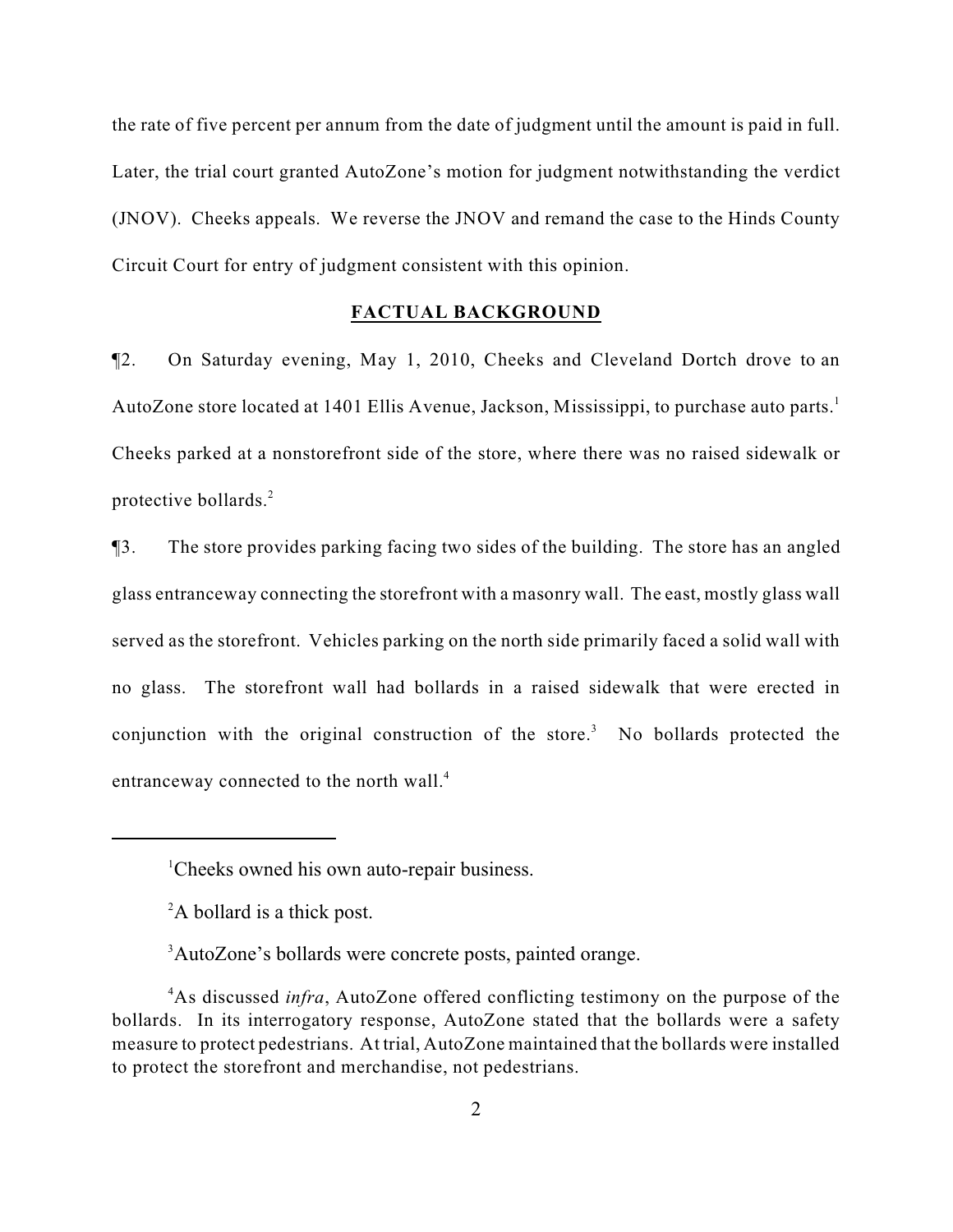the rate of five percent per annum from the date of judgment until the amount is paid in full. Later, the trial court granted AutoZone's motion for judgment notwithstanding the verdict (JNOV). Cheeks appeals. We reverse the JNOV and remand the case to the Hinds County Circuit Court for entry of judgment consistent with this opinion.

## FACTUAL BACKGROUND

¶2. On Saturday evening, May 1, 2010, Cheeks and Cleveland Dortch drove to an AutoZone store located at 1401 Ellis Avenue, Jackson, Mississippi, to purchase auto parts.[1] Cheeks parked at a nonstorefront side of the store, where there was no raised sidewalk or protective bollards.[2]

¶3. The store provides parking facing two sides of the building. The store has an angled glass entranceway connecting the storefront with a masonry wall. The east, mostly glass wall served as the storefront. Vehicles parking on the north side primarily faced a solid wall with no glass. The storefront wall had bollards in a raised sidewalk that were erected in conjunction with the original construction of the store.[3] No bollards protected the entranceway connected to the north wall.[4]

---

[1] Cheeks owned his own auto-repair business.

[2] A bollard is a thick post.

[3] AutoZone's bollards were concrete posts, painted orange.

[4] As discussed *infra*, AutoZone offered conflicting testimony on the purpose of the bollards. In its interrogatory response, AutoZone stated that the bollards were a safety measure to protect pedestrians. At trial, AutoZone maintained that the bollards were installed to protect the storefront and merchandise, not pedestrians.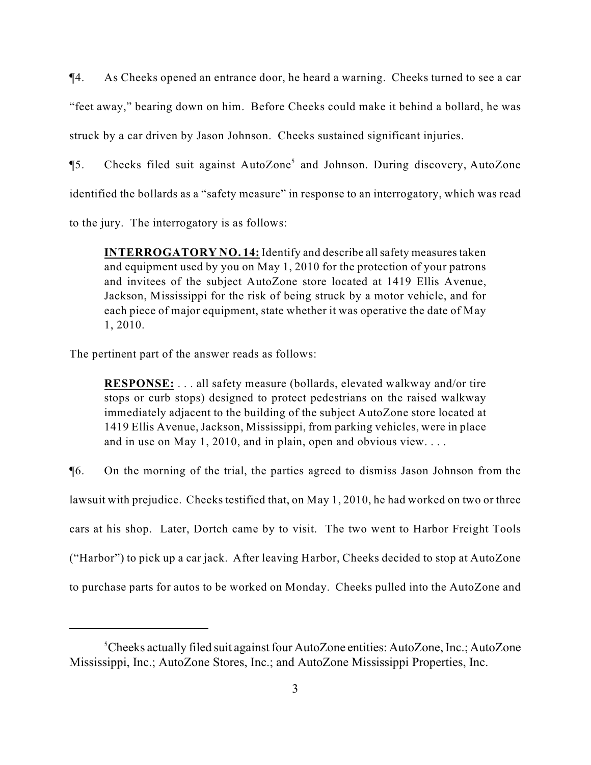¶4. As Cheeks opened an entrance door, he heard a warning. Cheeks turned to see a car "feet away," bearing down on him. Before Cheeks could make it behind a bollard, he was struck by a car driven by Jason Johnson. Cheeks sustained significant injuries.

¶5. Cheeks filed suit against AutoZone[5] and Johnson. During discovery, AutoZone identified the bollards as a "safety measure" in response to an interrogatory, which was read to the jury. The interrogatory is as follows:

> **INTERROGATORY NO. 14:** Identify and describe all safety measures taken and equipment used by you on May 1, 2010 for the protection of your patrons and invitees of the subject AutoZone store located at 1419 Ellis Avenue, Jackson, Mississippi for the risk of being struck by a motor vehicle, and for each piece of major equipment, state whether it was operative the date of May 1, 2010.

The pertinent part of the answer reads as follows:

> **RESPONSE:** . . . all safety measure (bollards, elevated walkway and/or tire stops or curb stops) designed to protect pedestrians on the raised walkway immediately adjacent to the building of the subject AutoZone store located at 1419 Ellis Avenue, Jackson, Mississippi, from parking vehicles, were in place and in use on May 1, 2010, and in plain, open and obvious view. . . .

¶6. On the morning of the trial, the parties agreed to dismiss Jason Johnson from the lawsuit with prejudice. Cheeks testified that, on May 1, 2010, he had worked on two or three cars at his shop. Later, Dortch came by to visit. The two went to Harbor Freight Tools ("Harbor") to pick up a car jack. After leaving Harbor, Cheeks decided to stop at AutoZone to purchase parts for autos to be worked on Monday. Cheeks pulled into the AutoZone and

---

[5] Cheeks actually filed suit against four AutoZone entities: AutoZone, Inc.; AutoZone Mississippi, Inc.; AutoZone Stores, Inc.; and AutoZone Mississippi Properties, Inc.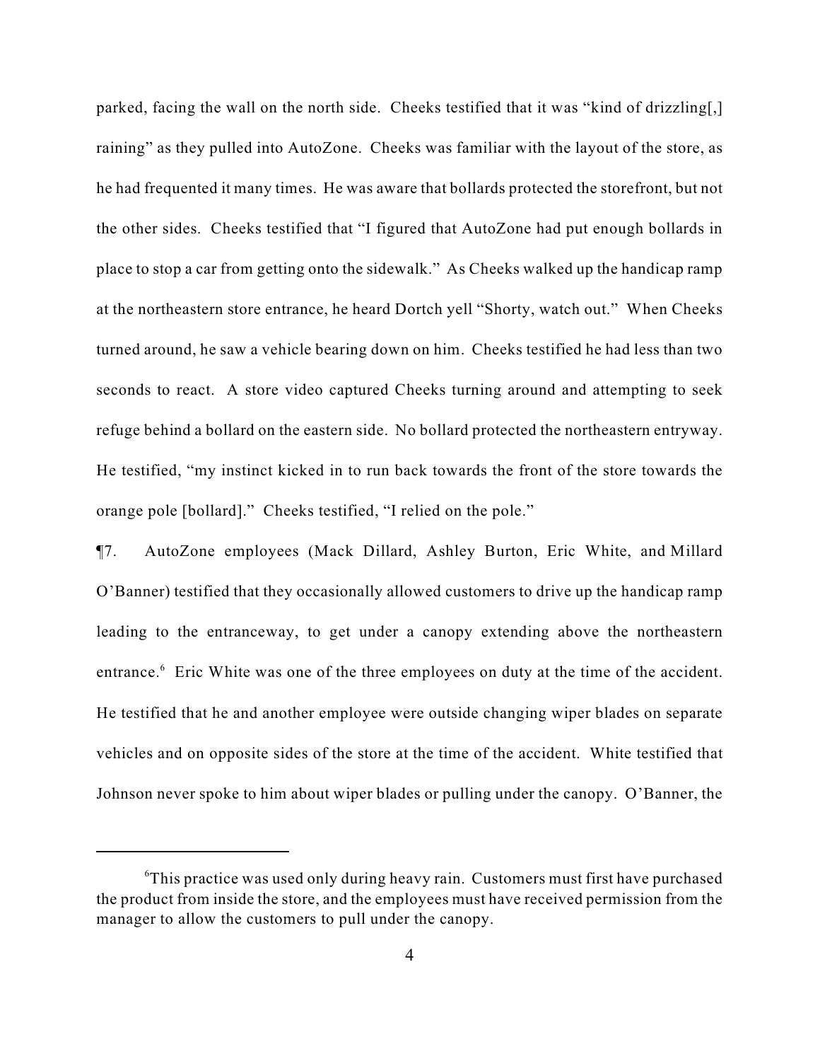parked, facing the wall on the north side. Cheeks testified that it was "kind of drizzling[,] raining" as they pulled into AutoZone. Cheeks was familiar with the layout of the store, as he had frequented it many times. He was aware that bollards protected the storefront, but not the other sides. Cheeks testified that "I figured that AutoZone had put enough bollards in place to stop a car from getting onto the sidewalk." As Cheeks walked up the handicap ramp at the northeastern store entrance, he heard Dortch yell "Shorty, watch out." When Cheeks turned around, he saw a vehicle bearing down on him. Cheeks testified he had less than two seconds to react. A store video captured Cheeks turning around and attempting to seek refuge behind a bollard on the eastern side. No bollard protected the northeastern entryway. He testified, "my instinct kicked in to run back towards the front of the store towards the orange pole [bollard]." Cheeks testified, "I relied on the pole."

¶7. AutoZone employees (Mack Dillard, Ashley Burton, Eric White, and Millard O'Banner) testified that they occasionally allowed customers to drive up the handicap ramp leading to the entranceway, to get under a canopy extending above the northeastern entrance.[6] Eric White was one of the three employees on duty at the time of the accident. He testified that he and another employee were outside changing wiper blades on separate vehicles and on opposite sides of the store at the time of the accident. White testified that Johnson never spoke to him about wiper blades or pulling under the canopy. O'Banner, the

[6] This practice was used only during heavy rain. Customers must first have purchased the product from inside the store, and the employees must have received permission from the manager to allow the customers to pull under the canopy.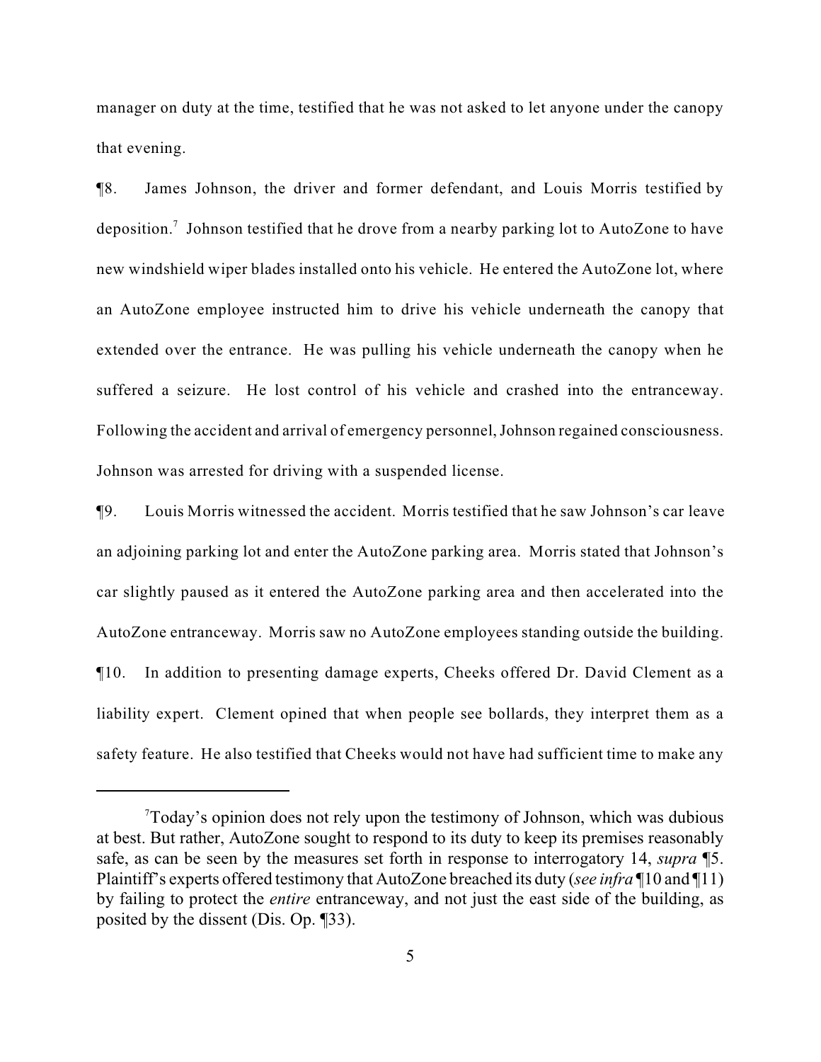manager on duty at the time, testified that he was not asked to let anyone under the canopy that evening.

¶8. James Johnson, the driver and former defendant, and Louis Morris testified by deposition.[7] Johnson testified that he drove from a nearby parking lot to AutoZone to have new windshield wiper blades installed onto his vehicle. He entered the AutoZone lot, where an AutoZone employee instructed him to drive his vehicle underneath the canopy that extended over the entrance. He was pulling his vehicle underneath the canopy when he suffered a seizure. He lost control of his vehicle and crashed into the entranceway. Following the accident and arrival of emergency personnel, Johnson regained consciousness. Johnson was arrested for driving with a suspended license.

¶9. Louis Morris witnessed the accident. Morris testified that he saw Johnson's car leave an adjoining parking lot and enter the AutoZone parking area. Morris stated that Johnson's car slightly paused as it entered the AutoZone parking area and then accelerated into the AutoZone entranceway. Morris saw no AutoZone employees standing outside the building.

¶10. In addition to presenting damage experts, Cheeks offered Dr. David Clement as a liability expert. Clement opined that when people see bollards, they interpret them as a safety feature. He also testified that Cheeks would not have had sufficient time to make any

---

[7] Today's opinion does not rely upon the testimony of Johnson, which was dubious at best. But rather, AutoZone sought to respond to its duty to keep its premises reasonably safe, as can be seen by the measures set forth in response to interrogatory 14, *supra* ¶5. Plaintiff's experts offered testimony that AutoZone breached its duty (*see infra* ¶10 and ¶11) by failing to protect the *entire* entranceway, and not just the east side of the building, as posited by the dissent (Dis. Op. ¶33).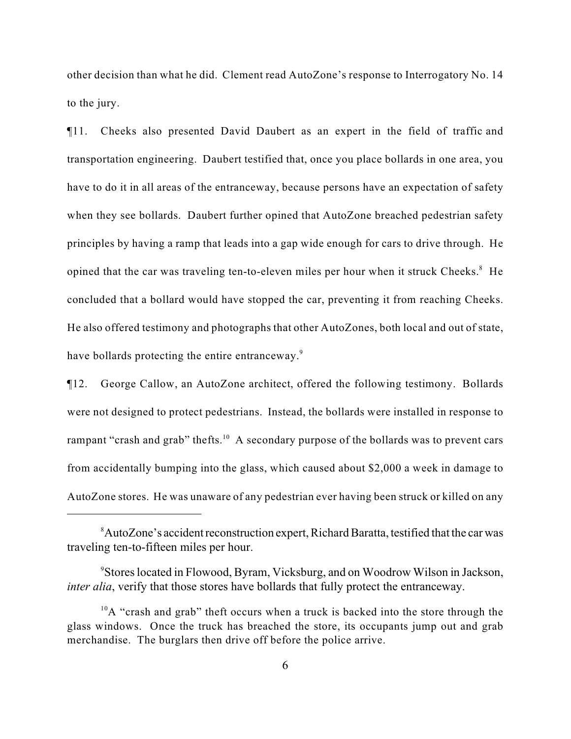other decision than what he did. Clement read AutoZone's response to Interrogatory No. 14 to the jury.

¶11. Cheeks also presented David Daubert as an expert in the field of traffic and transportation engineering. Daubert testified that, once you place bollards in one area, you have to do it in all areas of the entranceway, because persons have an expectation of safety when they see bollards. Daubert further opined that AutoZone breached pedestrian safety principles by having a ramp that leads into a gap wide enough for cars to drive through. He opined that the car was traveling ten-to-eleven miles per hour when it struck Cheeks.[8] He concluded that a bollard would have stopped the car, preventing it from reaching Cheeks. He also offered testimony and photographs that other AutoZones, both local and out of state, have bollards protecting the entire entranceway.[9]

¶12. George Callow, an AutoZone architect, offered the following testimony. Bollards were not designed to protect pedestrians. Instead, the bollards were installed in response to rampant "crash and grab" thefts.[10] A secondary purpose of the bollards was to prevent cars from accidentally bumping into the glass, which caused about $2,000 a week in damage to AutoZone stores. He was unaware of any pedestrian ever having been struck or killed on any

---

[8] AutoZone's accident reconstruction expert, Richard Baratta, testified that the car was traveling ten-to-fifteen miles per hour.

[9] Stores located in Flowood, Byram, Vicksburg, and on Woodrow Wilson in Jackson, *inter alia*, verify that those stores have bollards that fully protect the entranceway.

[10] A "crash and grab" theft occurs when a truck is backed into the store through the glass windows. Once the truck has breached the store, its occupants jump out and grab merchandise. The burglars then drive off before the police arrive.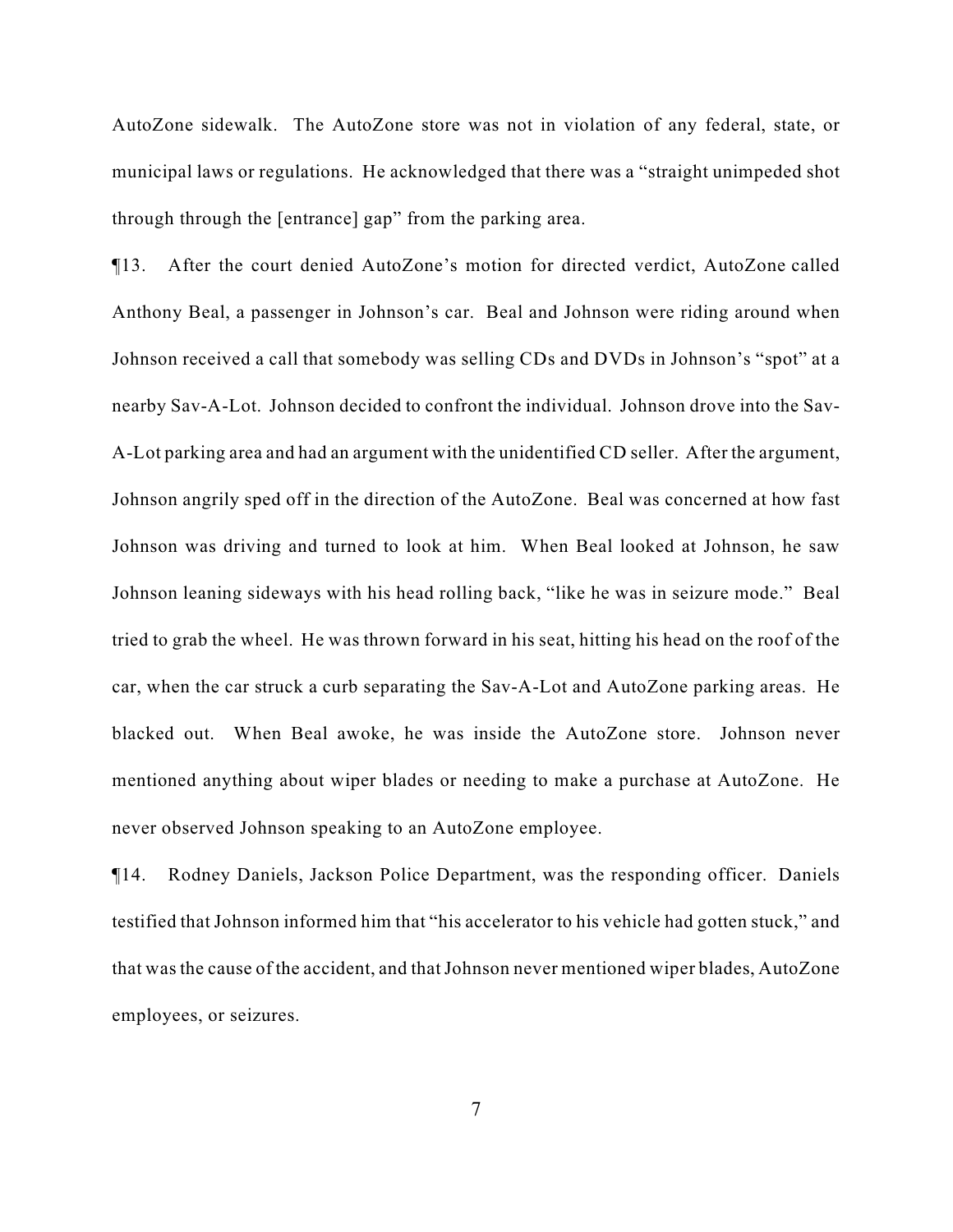AutoZone sidewalk. The AutoZone store was not in violation of any federal, state, or municipal laws or regulations. He acknowledged that there was a "straight unimpeded shot through through the [entrance] gap" from the parking area.

¶13. After the court denied AutoZone's motion for directed verdict, AutoZone called Anthony Beal, a passenger in Johnson's car. Beal and Johnson were riding around when Johnson received a call that somebody was selling CDs and DVDs in Johnson's "spot" at a nearby Sav-A-Lot. Johnson decided to confront the individual. Johnson drove into the Sav-A-Lot parking area and had an argument with the unidentified CD seller. After the argument, Johnson angrily sped off in the direction of the AutoZone. Beal was concerned at how fast Johnson was driving and turned to look at him. When Beal looked at Johnson, he saw Johnson leaning sideways with his head rolling back, "like he was in seizure mode." Beal tried to grab the wheel. He was thrown forward in his seat, hitting his head on the roof of the car, when the car struck a curb separating the Sav-A-Lot and AutoZone parking areas. He blacked out. When Beal awoke, he was inside the AutoZone store. Johnson never mentioned anything about wiper blades or needing to make a purchase at AutoZone. He never observed Johnson speaking to an AutoZone employee.

¶14. Rodney Daniels, Jackson Police Department, was the responding officer. Daniels testified that Johnson informed him that "his accelerator to his vehicle had gotten stuck," and that was the cause of the accident, and that Johnson never mentioned wiper blades, AutoZone employees, or seizures.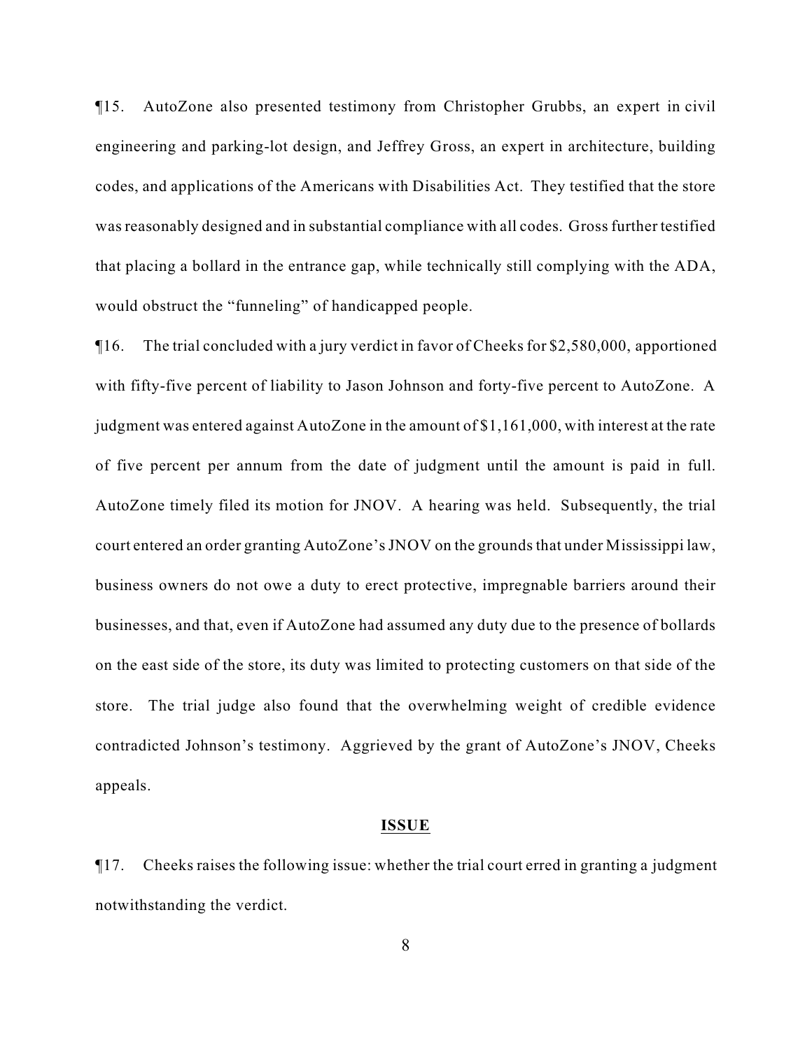¶15. AutoZone also presented testimony from Christopher Grubbs, an expert in civil engineering and parking-lot design, and Jeffrey Gross, an expert in architecture, building codes, and applications of the Americans with Disabilities Act. They testified that the store was reasonably designed and in substantial compliance with all codes. Gross further testified that placing a bollard in the entrance gap, while technically still complying with the ADA, would obstruct the "funneling" of handicapped people.

¶16. The trial concluded with a jury verdict in favor of Cheeks for $2,580,000, apportioned with fifty-five percent of liability to Jason Johnson and forty-five percent to AutoZone. A judgment was entered against AutoZone in the amount of $1,161,000, with interest at the rate of five percent per annum from the date of judgment until the amount is paid in full. AutoZone timely filed its motion for JNOV. A hearing was held. Subsequently, the trial court entered an order granting AutoZone's JNOV on the grounds that under Mississippi law, business owners do not owe a duty to erect protective, impregnable barriers around their businesses, and that, even if AutoZone had assumed any duty due to the presence of bollards on the east side of the store, its duty was limited to protecting customers on that side of the store. The trial judge also found that the overwhelming weight of credible evidence contradicted Johnson's testimony. Aggrieved by the grant of AutoZone's JNOV, Cheeks appeals.

## ISSUE

¶17. Cheeks raises the following issue: whether the trial court erred in granting a judgment notwithstanding the verdict.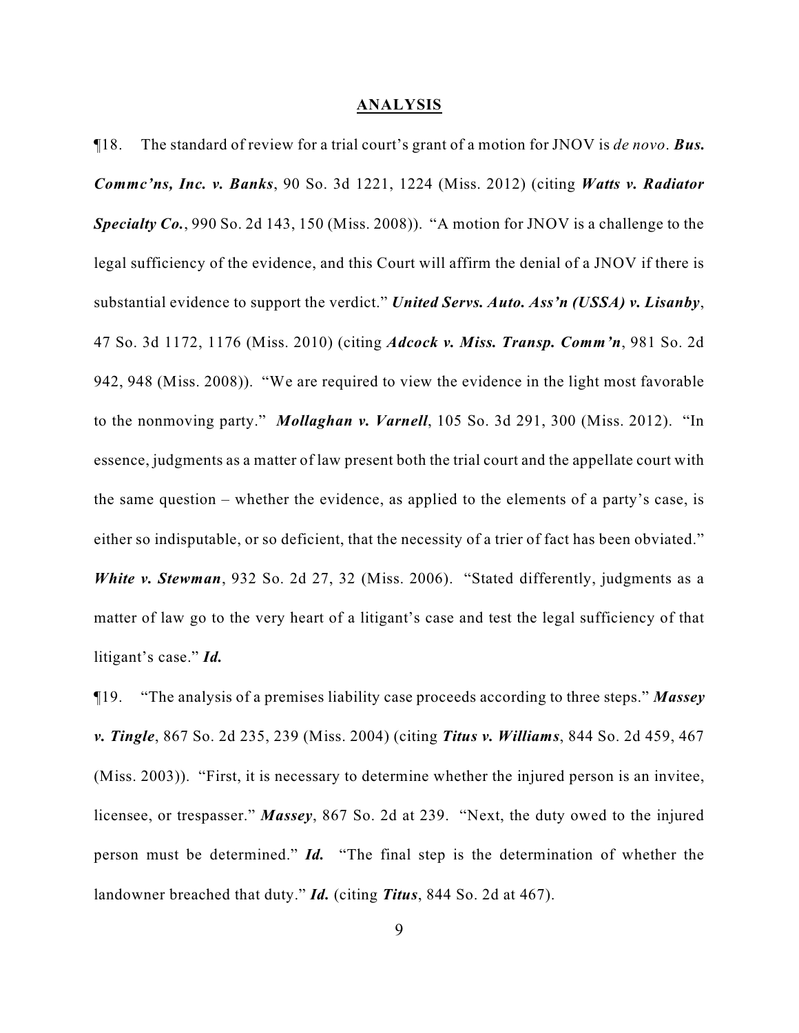## ANALYSIS

¶18. The standard of review for a trial court's grant of a motion for JNOV is *de novo*. ***Bus. Commc'ns, Inc. v. Banks***, 90 So. 3d 1221, 1224 (Miss. 2012) (citing ***Watts v. Radiator Specialty Co.***, 990 So. 2d 143, 150 (Miss. 2008)). "A motion for JNOV is a challenge to the legal sufficiency of the evidence, and this Court will affirm the denial of a JNOV if there is substantial evidence to support the verdict." ***United Servs. Auto. Ass'n (USSA) v. Lisanby***, 47 So. 3d 1172, 1176 (Miss. 2010) (citing ***Adcock v. Miss. Transp. Comm'n***, 981 So. 2d 942, 948 (Miss. 2008)). "We are required to view the evidence in the light most favorable to the nonmoving party." ***Mollaghan v. Varnell***, 105 So. 3d 291, 300 (Miss. 2012). "In essence, judgments as a matter of law present both the trial court and the appellate court with the same question – whether the evidence, as applied to the elements of a party's case, is either so indisputable, or so deficient, that the necessity of a trier of fact has been obviated." ***White v. Stewman***, 932 So. 2d 27, 32 (Miss. 2006). "Stated differently, judgments as a matter of law go to the very heart of a litigant's case and test the legal sufficiency of that litigant's case." ***Id.***

¶19. "The analysis of a premises liability case proceeds according to three steps." ***Massey v. Tingle***, 867 So. 2d 235, 239 (Miss. 2004) (citing ***Titus v. Williams***, 844 So. 2d 459, 467 (Miss. 2003)). "First, it is necessary to determine whether the injured person is an invitee, licensee, or trespasser." ***Massey***, 867 So. 2d at 239. "Next, the duty owed to the injured person must be determined." ***Id.*** "The final step is the determination of whether the landowner breached that duty." ***Id.*** (citing ***Titus***, 844 So. 2d at 467).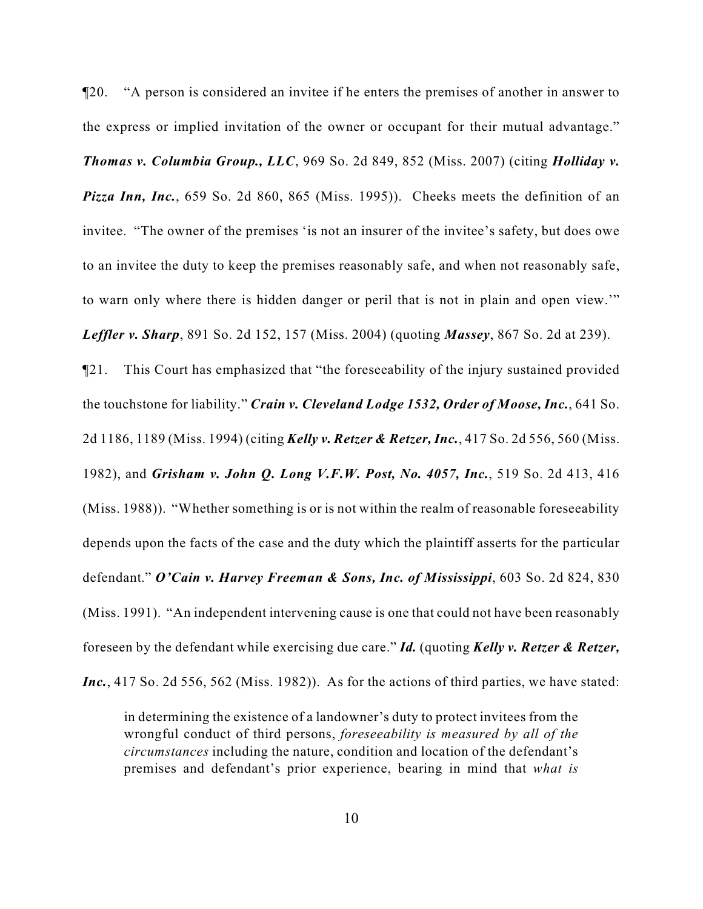¶20. "A person is considered an invitee if he enters the premises of another in answer to the express or implied invitation of the owner or occupant for their mutual advantage." ***Thomas v. Columbia Group., LLC***, 969 So. 2d 849, 852 (Miss. 2007) (citing ***Holliday v. Pizza Inn, Inc.***, 659 So. 2d 860, 865 (Miss. 1995)). Cheeks meets the definition of an invitee. "The owner of the premises 'is not an insurer of the invitee's safety, but does owe to an invitee the duty to keep the premises reasonably safe, and when not reasonably safe, to warn only where there is hidden danger or peril that is not in plain and open view.'" ***Leffler v. Sharp***, 891 So. 2d 152, 157 (Miss. 2004) (quoting ***Massey***, 867 So. 2d at 239).

¶21. This Court has emphasized that "the foreseeability of the injury sustained provided the touchstone for liability." ***Crain v. Cleveland Lodge 1532, Order of Moose, Inc.***, 641 So. 2d 1186, 1189 (Miss. 1994) (citing ***Kelly v. Retzer & Retzer, Inc.***, 417 So. 2d 556, 560 (Miss. 1982), and ***Grisham v. John Q. Long V.F.W. Post, No. 4057, Inc.***, 519 So. 2d 413, 416 (Miss. 1988)). "Whether something is or is not within the realm of reasonable foreseeability depends upon the facts of the case and the duty which the plaintiff asserts for the particular defendant." ***O'Cain v. Harvey Freeman & Sons, Inc. of Mississippi***, 603 So. 2d 824, 830 (Miss. 1991). "An independent intervening cause is one that could not have been reasonably foreseen by the defendant while exercising due care." ***Id.*** (quoting ***Kelly v. Retzer & Retzer, Inc.***, 417 So. 2d 556, 562 (Miss. 1982)). As for the actions of third parties, we have stated:

> in determining the existence of a landowner's duty to protect invitees from the wrongful conduct of third persons, *foreseeability is measured by all of the circumstances* including the nature, condition and location of the defendant's premises and defendant's prior experience, bearing in mind that *what is*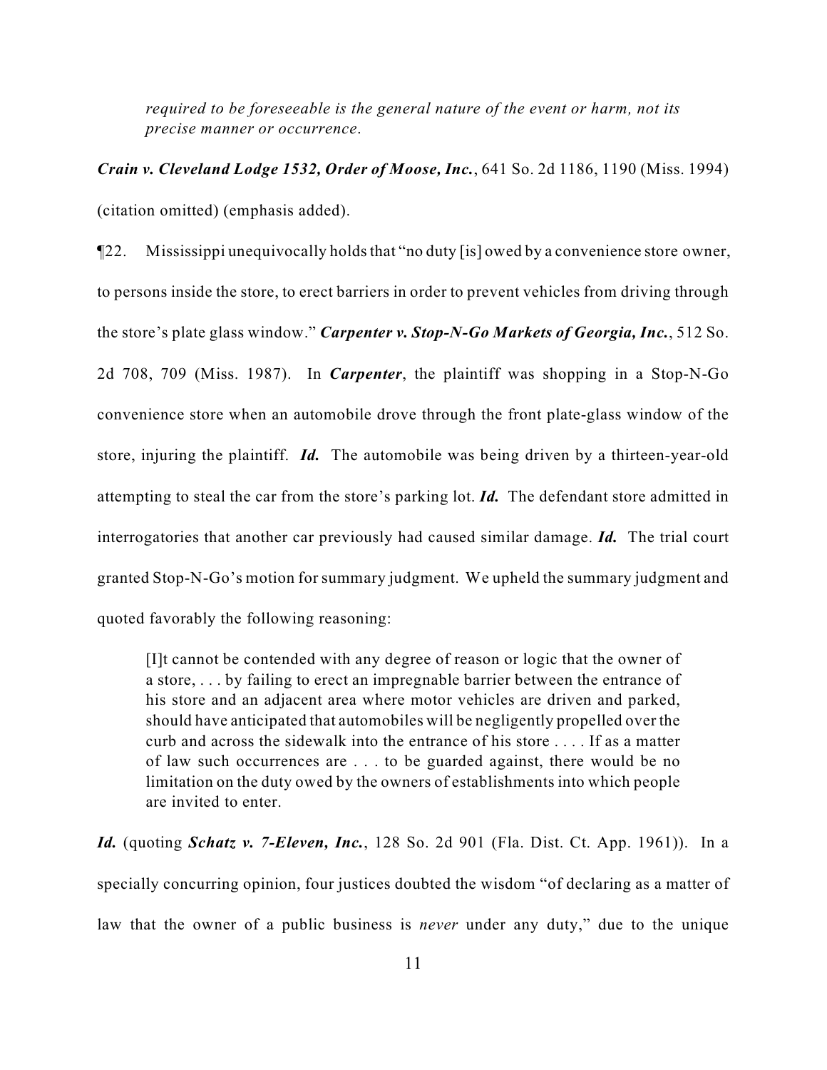*required to be foreseeable is the general nature of the event or harm, not its precise manner or occurrence.*

***Crain v. Cleveland Lodge 1532, Order of Moose, Inc.***, 641 So. 2d 1186, 1190 (Miss. 1994) (citation omitted) (emphasis added).

¶22. Mississippi unequivocally holds that "no duty [is] owed by a convenience store owner, to persons inside the store, to erect barriers in order to prevent vehicles from driving through the store's plate glass window." ***Carpenter v. Stop-N-Go Markets of Georgia, Inc.***, 512 So. 2d 708, 709 (Miss. 1987). In ***Carpenter***, the plaintiff was shopping in a Stop-N-Go convenience store when an automobile drove through the front plate-glass window of the store, injuring the plaintiff. ***Id.*** The automobile was being driven by a thirteen-year-old attempting to steal the car from the store's parking lot. ***Id.*** The defendant store admitted in interrogatories that another car previously had caused similar damage. ***Id.*** The trial court granted Stop-N-Go's motion for summary judgment. We upheld the summary judgment and quoted favorably the following reasoning:

> [I]t cannot be contended with any degree of reason or logic that the owner of a store, . . . by failing to erect an impregnable barrier between the entrance of his store and an adjacent area where motor vehicles are driven and parked, should have anticipated that automobiles will be negligently propelled over the curb and across the sidewalk into the entrance of his store . . . . If as a matter of law such occurrences are . . . to be guarded against, there would be no limitation on the duty owed by the owners of establishments into which people are invited to enter.

***Id.*** (quoting ***Schatz v. 7-Eleven, Inc.***, 128 So. 2d 901 (Fla. Dist. Ct. App. 1961)). In a specially concurring opinion, four justices doubted the wisdom "of declaring as a matter of law that the owner of a public business is *never* under any duty," due to the unique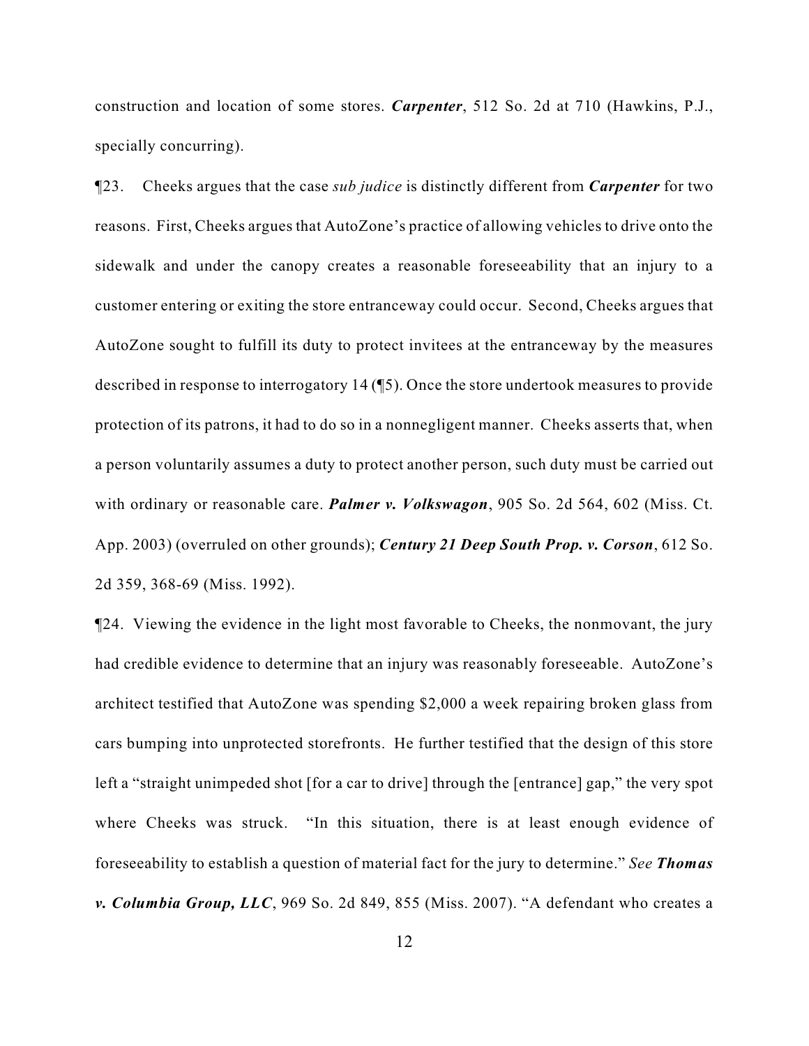construction and location of some stores. ***Carpenter***, 512 So. 2d at 710 (Hawkins, P.J., specially concurring).

¶23. Cheeks argues that the case *sub judice* is distinctly different from ***Carpenter*** for two reasons. First, Cheeks argues that AutoZone's practice of allowing vehicles to drive onto the sidewalk and under the canopy creates a reasonable foreseeability that an injury to a customer entering or exiting the store entranceway could occur. Second, Cheeks argues that AutoZone sought to fulfill its duty to protect invitees at the entranceway by the measures described in response to interrogatory 14 (¶5). Once the store undertook measures to provide protection of its patrons, it had to do so in a nonnegligent manner. Cheeks asserts that, when a person voluntarily assumes a duty to protect another person, such duty must be carried out with ordinary or reasonable care. ***Palmer v. Volkswagon***, 905 So. 2d 564, 602 (Miss. Ct. App. 2003) (overruled on other grounds); ***Century 21 Deep South Prop. v. Corson***, 612 So. 2d 359, 368-69 (Miss. 1992).

¶24. Viewing the evidence in the light most favorable to Cheeks, the nonmovant, the jury had credible evidence to determine that an injury was reasonably foreseeable. AutoZone's architect testified that AutoZone was spending $2,000 a week repairing broken glass from cars bumping into unprotected storefronts. He further testified that the design of this store left a "straight unimpeded shot [for a car to drive] through the [entrance] gap," the very spot where Cheeks was struck. "In this situation, there is at least enough evidence of foreseeability to establish a question of material fact for the jury to determine." *See* ***Thomas v. Columbia Group, LLC***, 969 So. 2d 849, 855 (Miss. 2007). "A defendant who creates a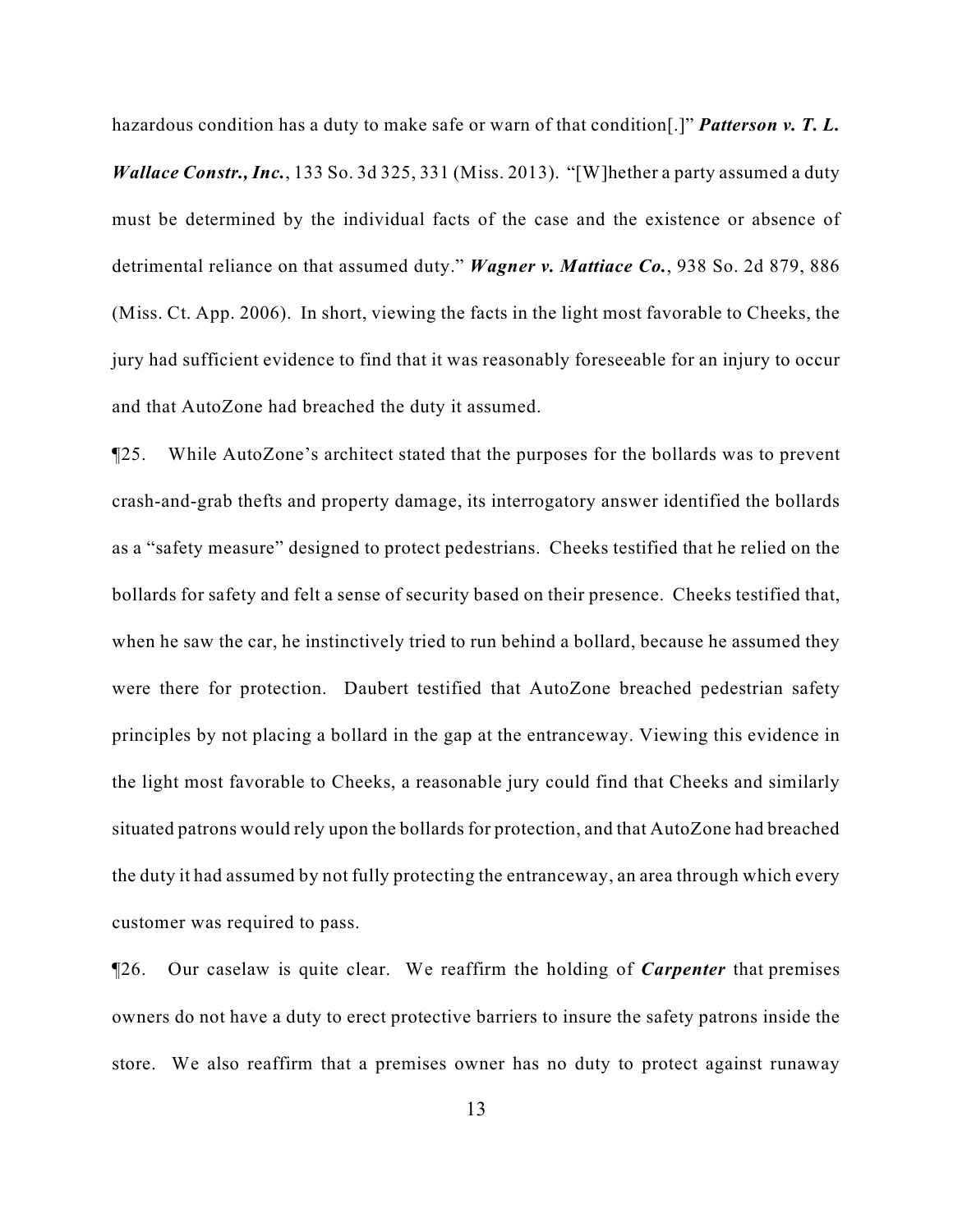hazardous condition has a duty to make safe or warn of that condition[.]" ***Patterson v. T. L. Wallace Constr., Inc.***, 133 So. 3d 325, 331 (Miss. 2013). "[W]hether a party assumed a duty must be determined by the individual facts of the case and the existence or absence of detrimental reliance on that assumed duty." ***Wagner v. Mattiace Co.***, 938 So. 2d 879, 886 (Miss. Ct. App. 2006). In short, viewing the facts in the light most favorable to Cheeks, the jury had sufficient evidence to find that it was reasonably foreseeable for an injury to occur and that AutoZone had breached the duty it assumed.

¶25. While AutoZone's architect stated that the purposes for the bollards was to prevent crash-and-grab thefts and property damage, its interrogatory answer identified the bollards as a "safety measure" designed to protect pedestrians. Cheeks testified that he relied on the bollards for safety and felt a sense of security based on their presence. Cheeks testified that, when he saw the car, he instinctively tried to run behind a bollard, because he assumed they were there for protection. Daubert testified that AutoZone breached pedestrian safety principles by not placing a bollard in the gap at the entranceway. Viewing this evidence in the light most favorable to Cheeks, a reasonable jury could find that Cheeks and similarly situated patrons would rely upon the bollards for protection, and that AutoZone had breached the duty it had assumed by not fully protecting the entranceway, an area through which every customer was required to pass.

¶26. Our caselaw is quite clear. We reaffirm the holding of ***Carpenter*** that premises owners do not have a duty to erect protective barriers to insure the safety patrons inside the store. We also reaffirm that a premises owner has no duty to protect against runaway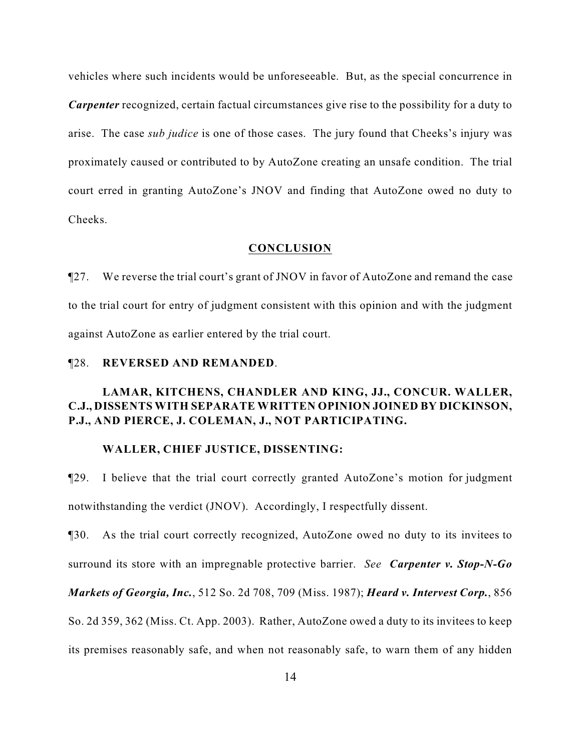vehicles where such incidents would be unforeseeable. But, as the special concurrence in ***Carpenter*** recognized, certain factual circumstances give rise to the possibility for a duty to arise. The case *sub judice* is one of those cases. The jury found that Cheeks's injury was proximately caused or contributed to by AutoZone creating an unsafe condition. The trial court erred in granting AutoZone's JNOV and finding that AutoZone owed no duty to Cheeks.

## CONCLUSION

¶27. We reverse the trial court's grant of JNOV in favor of AutoZone and remand the case to the trial court for entry of judgment consistent with this opinion and with the judgment against AutoZone as earlier entered by the trial court.

¶28. **REVERSED AND REMANDED**.

**LAMAR, KITCHENS, CHANDLER AND KING, JJ., CONCUR. WALLER, C.J., DISSENTS WITH SEPARATE WRITTEN OPINION JOINED BY DICKINSON, P.J., AND PIERCE, J. COLEMAN, J., NOT PARTICIPATING.**

**WALLER, CHIEF JUSTICE, DISSENTING:**

¶29. I believe that the trial court correctly granted AutoZone's motion for judgment notwithstanding the verdict (JNOV). Accordingly, I respectfully dissent.

¶30. As the trial court correctly recognized, AutoZone owed no duty to its invitees to surround its store with an impregnable protective barrier. *See* ***Carpenter v. Stop-N-Go Markets of Georgia, Inc.***, 512 So. 2d 708, 709 (Miss. 1987); ***Heard v. Intervest Corp.***, 856 So. 2d 359, 362 (Miss. Ct. App. 2003). Rather, AutoZone owed a duty to its invitees to keep its premises reasonably safe, and when not reasonably safe, to warn them of any hidden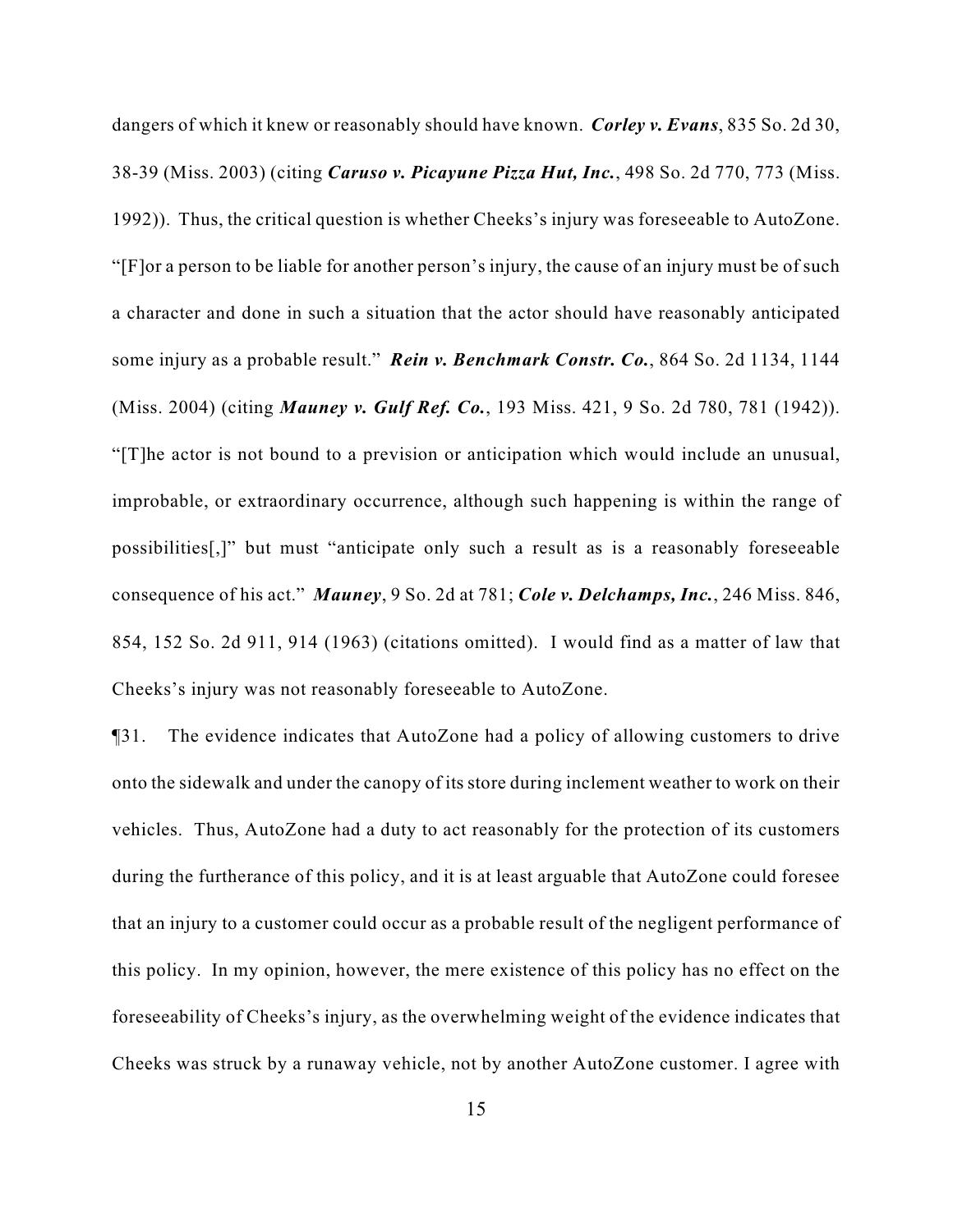dangers of which it knew or reasonably should have known. ***Corley v. Evans***, 835 So. 2d 30, 38-39 (Miss. 2003) (citing ***Caruso v. Picayune Pizza Hut, Inc.***, 498 So. 2d 770, 773 (Miss. 1992)). Thus, the critical question is whether Cheeks's injury was foreseeable to AutoZone. "[F]or a person to be liable for another person's injury, the cause of an injury must be of such a character and done in such a situation that the actor should have reasonably anticipated some injury as a probable result." ***Rein v. Benchmark Constr. Co.***, 864 So. 2d 1134, 1144 (Miss. 2004) (citing ***Mauney v. Gulf Ref. Co.***, 193 Miss. 421, 9 So. 2d 780, 781 (1942)). "[T]he actor is not bound to a prevision or anticipation which would include an unusual, improbable, or extraordinary occurrence, although such happening is within the range of possibilities[,]" but must "anticipate only such a result as is a reasonably foreseeable consequence of his act." ***Mauney***, 9 So. 2d at 781; ***Cole v. Delchamps, Inc.***, 246 Miss. 846, 854, 152 So. 2d 911, 914 (1963) (citations omitted). I would find as a matter of law that Cheeks's injury was not reasonably foreseeable to AutoZone.

¶31. The evidence indicates that AutoZone had a policy of allowing customers to drive onto the sidewalk and under the canopy of its store during inclement weather to work on their vehicles. Thus, AutoZone had a duty to act reasonably for the protection of its customers during the furtherance of this policy, and it is at least arguable that AutoZone could foresee that an injury to a customer could occur as a probable result of the negligent performance of this policy. In my opinion, however, the mere existence of this policy has no effect on the foreseeability of Cheeks's injury, as the overwhelming weight of the evidence indicates that Cheeks was struck by a runaway vehicle, not by another AutoZone customer. I agree with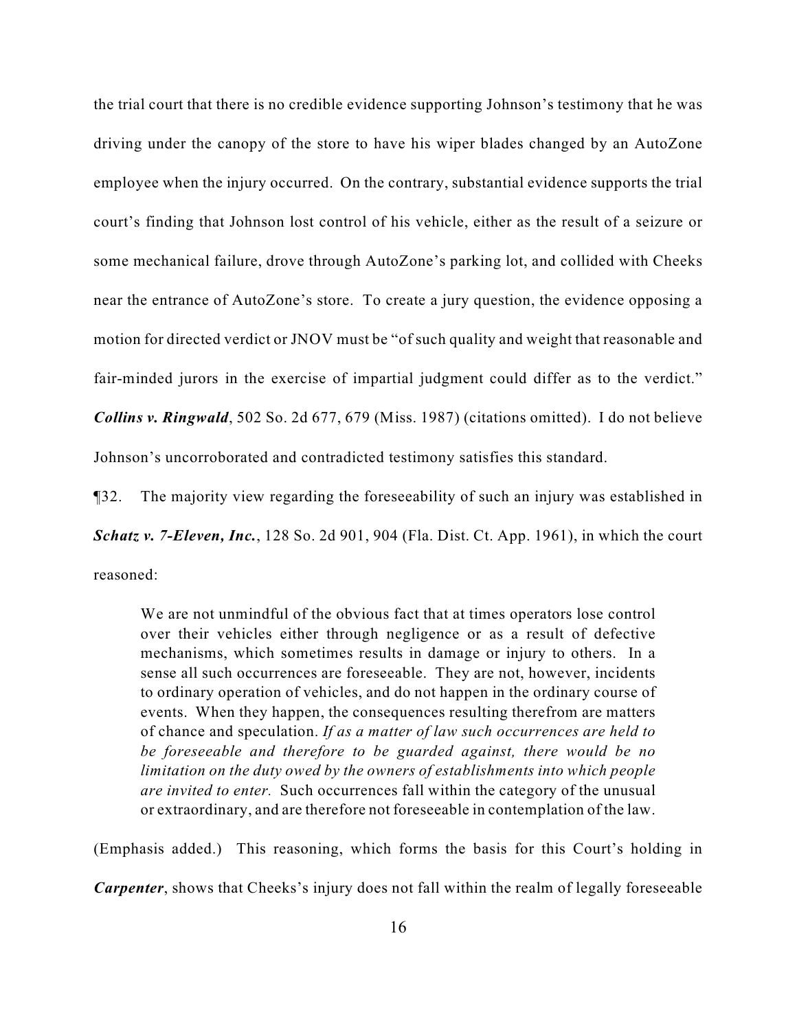the trial court that there is no credible evidence supporting Johnson's testimony that he was driving under the canopy of the store to have his wiper blades changed by an AutoZone employee when the injury occurred. On the contrary, substantial evidence supports the trial court's finding that Johnson lost control of his vehicle, either as the result of a seizure or some mechanical failure, drove through AutoZone's parking lot, and collided with Cheeks near the entrance of AutoZone's store. To create a jury question, the evidence opposing a motion for directed verdict or JNOV must be "of such quality and weight that reasonable and fair-minded jurors in the exercise of impartial judgment could differ as to the verdict." ***Collins v. Ringwald***, 502 So. 2d 677, 679 (Miss. 1987) (citations omitted). I do not believe Johnson's uncorroborated and contradicted testimony satisfies this standard.

¶32. The majority view regarding the foreseeability of such an injury was established in ***Schatz v. 7-Eleven, Inc.***, 128 So. 2d 901, 904 (Fla. Dist. Ct. App. 1961), in which the court reasoned:

> We are not unmindful of the obvious fact that at times operators lose control over their vehicles either through negligence or as a result of defective mechanisms, which sometimes results in damage or injury to others. In a sense all such occurrences are foreseeable. They are not, however, incidents to ordinary operation of vehicles, and do not happen in the ordinary course of events. When they happen, the consequences resulting therefrom are matters of chance and speculation. *If as a matter of law such occurrences are held to be foreseeable and therefore to be guarded against, there would be no limitation on the duty owed by the owners of establishments into which people are invited to enter.* Such occurrences fall within the category of the unusual or extraordinary, and are therefore not foreseeable in contemplation of the law.

(Emphasis added.) This reasoning, which forms the basis for this Court's holding in ***Carpenter***, shows that Cheeks's injury does not fall within the realm of legally foreseeable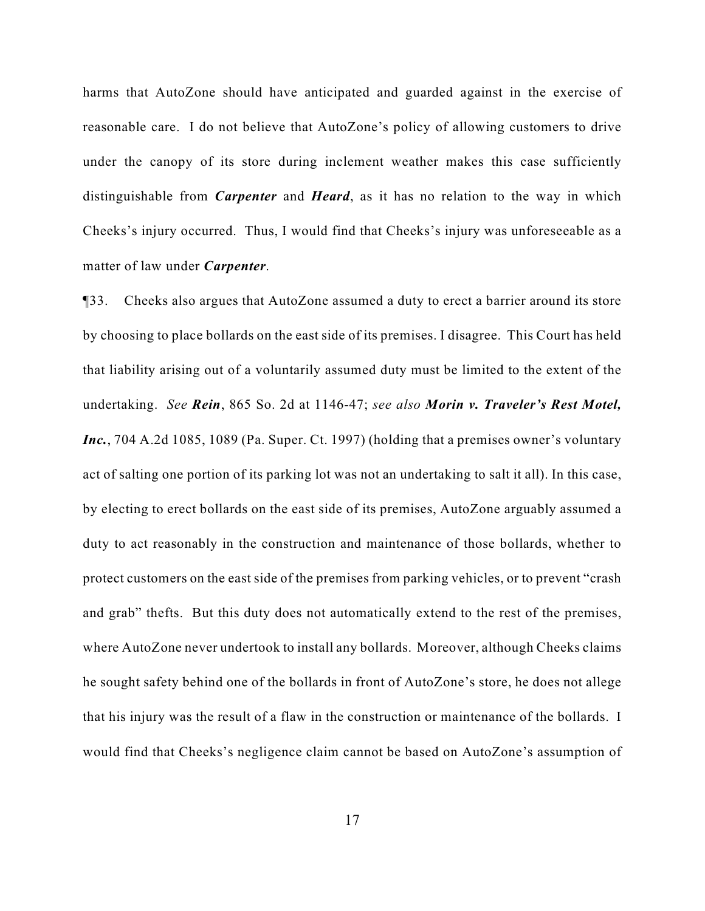harms that AutoZone should have anticipated and guarded against in the exercise of reasonable care. I do not believe that AutoZone's policy of allowing customers to drive under the canopy of its store during inclement weather makes this case sufficiently distinguishable from ***Carpenter*** and ***Heard***, as it has no relation to the way in which Cheeks's injury occurred. Thus, I would find that Cheeks's injury was unforeseeable as a matter of law under ***Carpenter***.

¶33. Cheeks also argues that AutoZone assumed a duty to erect a barrier around its store by choosing to place bollards on the east side of its premises. I disagree. This Court has held that liability arising out of a voluntarily assumed duty must be limited to the extent of the undertaking. *See* ***Rein***, 865 So. 2d at 1146-47; *see also* ***Morin v. Traveler's Rest Motel, Inc.***, 704 A.2d 1085, 1089 (Pa. Super. Ct. 1997) (holding that a premises owner's voluntary act of salting one portion of its parking lot was not an undertaking to salt it all). In this case, by electing to erect bollards on the east side of its premises, AutoZone arguably assumed a duty to act reasonably in the construction and maintenance of those bollards, whether to protect customers on the east side of the premises from parking vehicles, or to prevent "crash and grab" thefts. But this duty does not automatically extend to the rest of the premises, where AutoZone never undertook to install any bollards. Moreover, although Cheeks claims he sought safety behind one of the bollards in front of AutoZone's store, he does not allege that his injury was the result of a flaw in the construction or maintenance of the bollards. I would find that Cheeks's negligence claim cannot be based on AutoZone's assumption of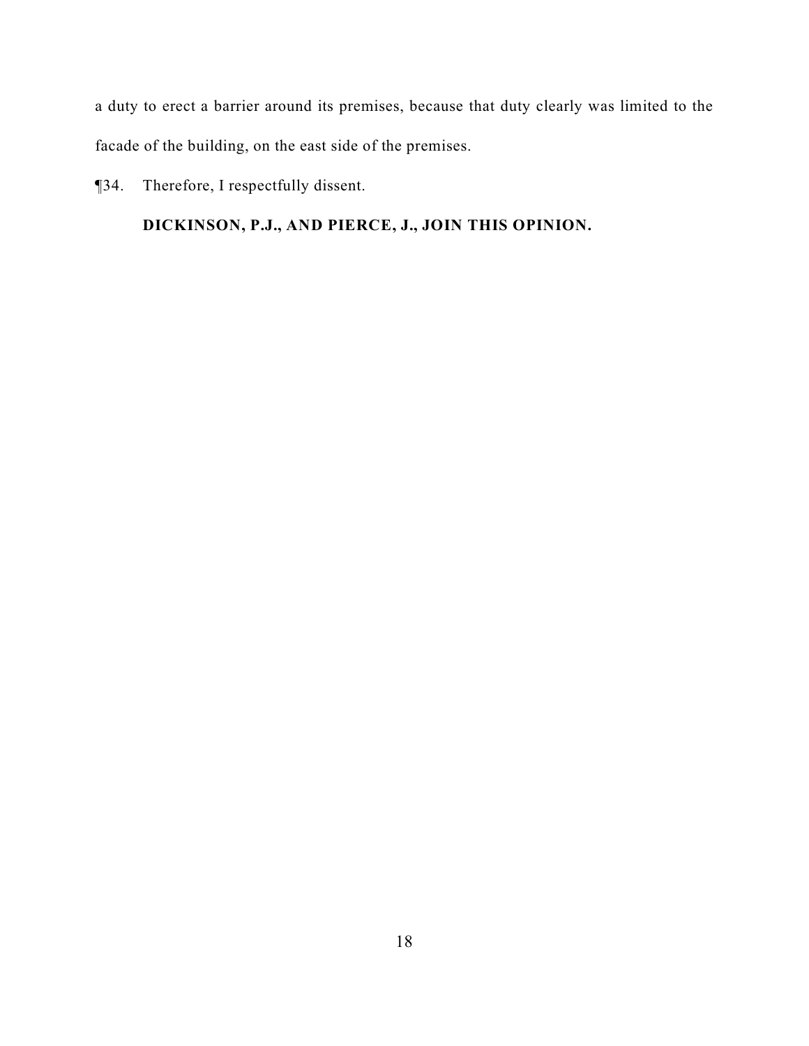a duty to erect a barrier around its premises, because that duty clearly was limited to the facade of the building, on the east side of the premises.

¶34. Therefore, I respectfully dissent.

**DICKINSON, P.J., AND PIERCE, J., JOIN THIS OPINION.**